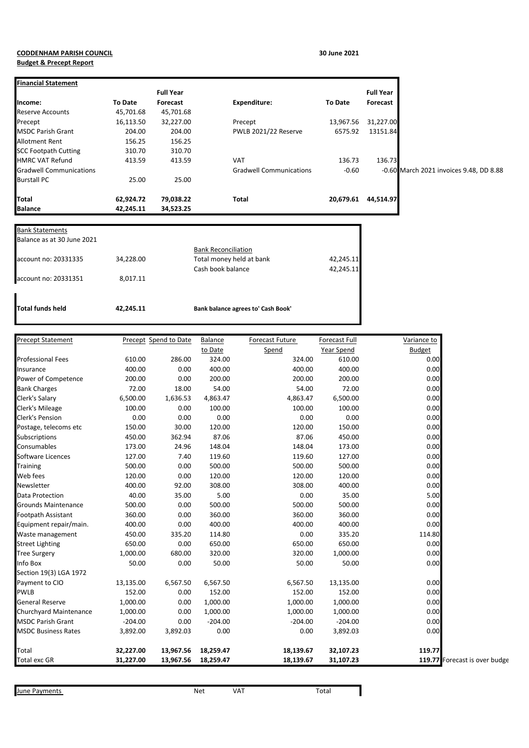**CODDENHAM PARISH COUNCIL**

**Budget & Precept Report**

**30 June 2021**

| **Financial Statement** | | | | | | |
|---|---|---|---|---|---|---|
| | | **Full Year** | | | **Full Year** | |
| **Income:** | **To Date** | **Forecast** | **Expenditure:** | **To Date** | **Forecast** | |
| Reserve Accounts | 45,701.68 | 45,701.68 | | | | |
| Precept | 16,113.50 | 32,227.00 | Precept | 13,967.56 | 31,227.00 | |
| MSDC Parish Grant | 204.00 | 204.00 | PWLB 2021/22 Reserve | 6575.92 | 13151.84 | |
| Allotment Rent | 156.25 | 156.25 | | | | |
| SCC Footpath Cutting | 310.70 | 310.70 | | | | |
| HMRC VAT Refund | 413.59 | 413.59 | VAT | 136.73 | 136.73 | |
| Gradwell Communications | | | Gradwell Communications | -0.60 | -0.60 | March 2021 invoices 9.48, DD 8.88 |
| Burstall PC | 25.00 | 25.00 | | | | |
| **Total** | **62,924.72** | **79,038.22** | **Total** | **20,679.61** | **44,514.97** | |
| **Balance** | **42,245.11** | **34,523.25** | | | | |

| Bank Statements | | | |
|---|---|---|---|
| Balance as at 30 June 2021 | | | |
| | | Bank Reconciliation | |
| account no: 20331335 | 34,228.00 | Total money held at bank | 42,245.11 |
| | | Cash book balance | 42,245.11 |
| account no: 20331351 | 8,017.11 | | |
| **Total funds held** | **42,245.11** | **Bank balance agrees to' Cash Book'** | |

| Precept Statement | Precept | Spend to Date | Balance to Date | Forecast Future Spend | Forecast Full Year Spend | Variance to Budget | |
|---|---|---|---|---|---|---|---|
| Professional Fees | 610.00 | 286.00 | 324.00 | 324.00 | 610.00 | 0.00 | |
| Insurance | 400.00 | 0.00 | 400.00 | 400.00 | 400.00 | 0.00 | |
| Power of Competence | 200.00 | 0.00 | 200.00 | 200.00 | 200.00 | 0.00 | |
| Bank Charges | 72.00 | 18.00 | 54.00 | 54.00 | 72.00 | 0.00 | |
| Clerk's Salary | 6,500.00 | 1,636.53 | 4,863.47 | 4,863.47 | 6,500.00 | 0.00 | |
| Clerk's Mileage | 100.00 | 0.00 | 100.00 | 100.00 | 100.00 | 0.00 | |
| Clerk's Pension | 0.00 | 0.00 | 0.00 | 0.00 | 0.00 | 0.00 | |
| Postage, telecoms etc | 150.00 | 30.00 | 120.00 | 120.00 | 150.00 | 0.00 | |
| Subscriptions | 450.00 | 362.94 | 87.06 | 87.06 | 450.00 | 0.00 | |
| Consumables | 173.00 | 24.96 | 148.04 | 148.04 | 173.00 | 0.00 | |
| Software Licences | 127.00 | 7.40 | 119.60 | 119.60 | 127.00 | 0.00 | |
| Training | 500.00 | 0.00 | 500.00 | 500.00 | 500.00 | 0.00 | |
| Web fees | 120.00 | 0.00 | 120.00 | 120.00 | 120.00 | 0.00 | |
| Newsletter | 400.00 | 92.00 | 308.00 | 308.00 | 400.00 | 0.00 | |
| Data Protection | 40.00 | 35.00 | 5.00 | 0.00 | 35.00 | 5.00 | |
| Grounds Maintenance | 500.00 | 0.00 | 500.00 | 500.00 | 500.00 | 0.00 | |
| Footpath Assistant | 360.00 | 0.00 | 360.00 | 360.00 | 360.00 | 0.00 | |
| Equipment repair/main. | 400.00 | 0.00 | 400.00 | 400.00 | 400.00 | 0.00 | |
| Waste management | 450.00 | 335.20 | 114.80 | 0.00 | 335.20 | 114.80 | |
| Street Lighting | 650.00 | 0.00 | 650.00 | 650.00 | 650.00 | 0.00 | |
| Tree Surgery | 1,000.00 | 680.00 | 320.00 | 320.00 | 1,000.00 | 0.00 | |
| Info Box | 50.00 | 0.00 | 50.00 | 50.00 | 50.00 | 0.00 | |
| Section 19(3) LGA 1972 | | | | | | | |
| Payment to CIO | 13,135.00 | 6,567.50 | 6,567.50 | 6,567.50 | 13,135.00 | 0.00 | |
| PWLB | 152.00 | 0.00 | 152.00 | 152.00 | 152.00 | 0.00 | |
| General Reserve | 1,000.00 | 0.00 | 1,000.00 | 1,000.00 | 1,000.00 | 0.00 | |
| Churchyard Maintenance | 1,000.00 | 0.00 | 1,000.00 | 1,000.00 | 1,000.00 | 0.00 | |
| MSDC Parish Grant | -204.00 | 0.00 | -204.00 | -204.00 | -204.00 | 0.00 | |
| MSDC Business Rates | 3,892.00 | 3,892.03 | 0.00 | 0.00 | 3,892.03 | 0.00 | |
| Total | **32,227.00** | **13,967.56** | **18,259.47** | **18,139.67** | **32,107.23** | **119.77** | |
| Total exc GR | **31,227.00** | **13,967.56** | **18,259.47** | **18,139.67** | **31,107.23** | **119.77** | Forecast is over budge |

| June Payments | Net | VAT | Total |
|---|---|---|---|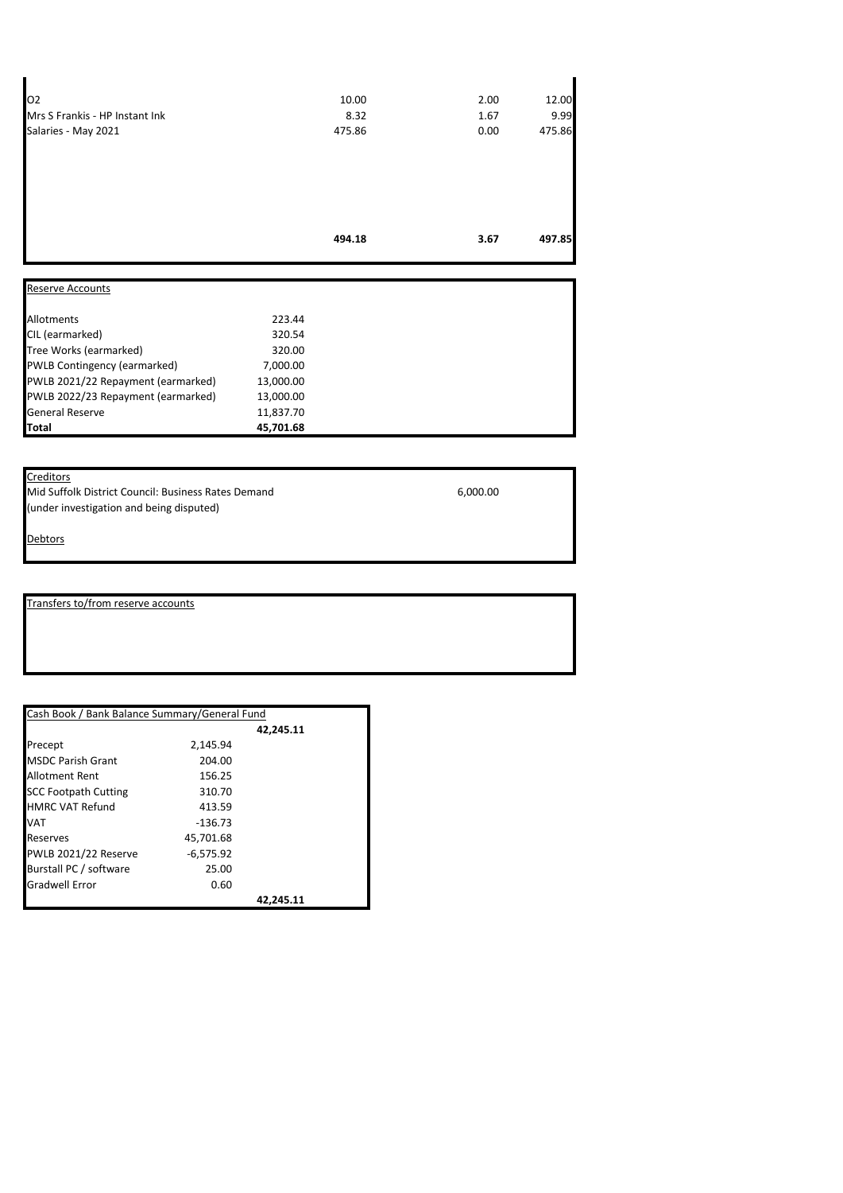| | | | |
|---|---|---|---|
| O2 | 10.00 | 2.00 | 12.00 |
| Mrs S Frankis - HP Instant Ink | 8.32 | 1.67 | 9.99 |
| Salaries - May 2021 | 475.86 | 0.00 | 475.86 |
| | **494.18** | **3.67** | **497.85** |

| Reserve Accounts | |
|---|---|
| Allotments | 223.44 |
| CIL (earmarked) | 320.54 |
| Tree Works (earmarked) | 320.00 |
| PWLB Contingency (earmarked) | 7,000.00 |
| PWLB 2021/22 Repayment (earmarked) | 13,000.00 |
| PWLB 2022/23 Repayment (earmarked) | 13,000.00 |
| General Reserve | 11,837.70 |
| **Total** | **45,701.68** |

Creditors

| | |
|---|---|
| Mid Suffolk District Council: Business Rates Demand<br>(under investigation and being disputed) | 6,000.00 |

Debtors

Transfers to/from reserve accounts

| Cash Book / Bank Balance Summary/General Fund | | |
|---|---|---|
| | | **42,245.11** |
| Precept | 2,145.94 | |
| MSDC Parish Grant | 204.00 | |
| Allotment Rent | 156.25 | |
| SCC Footpath Cutting | 310.70 | |
| HMRC VAT Refund | 413.59 | |
| VAT | -136.73 | |
| Reserves | 45,701.68 | |
| PWLB 2021/22 Reserve | -6,575.92 | |
| Burstall PC / software | 25.00 | |
| Gradwell Error | 0.60 | |
| | | **42,245.11** |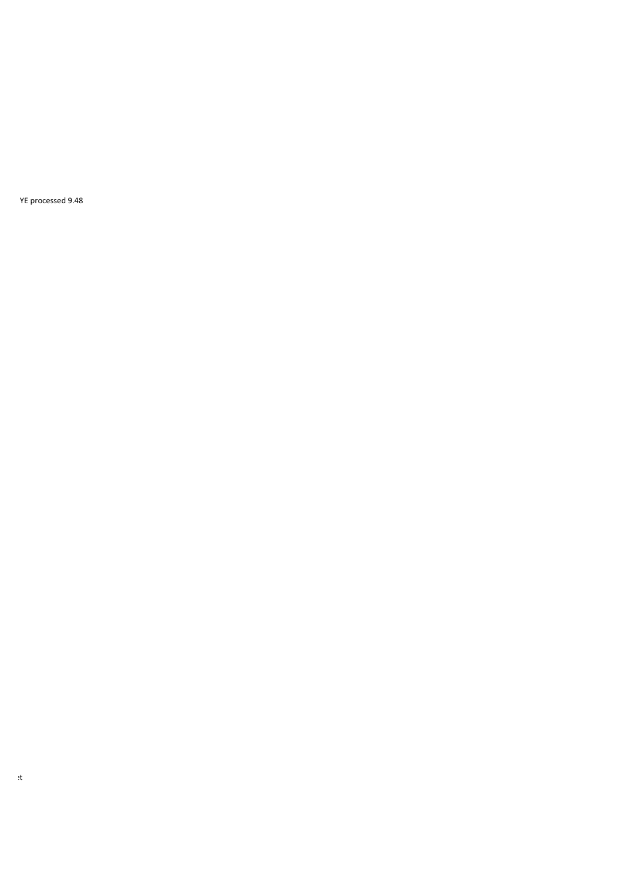YE processed 9.48

:t